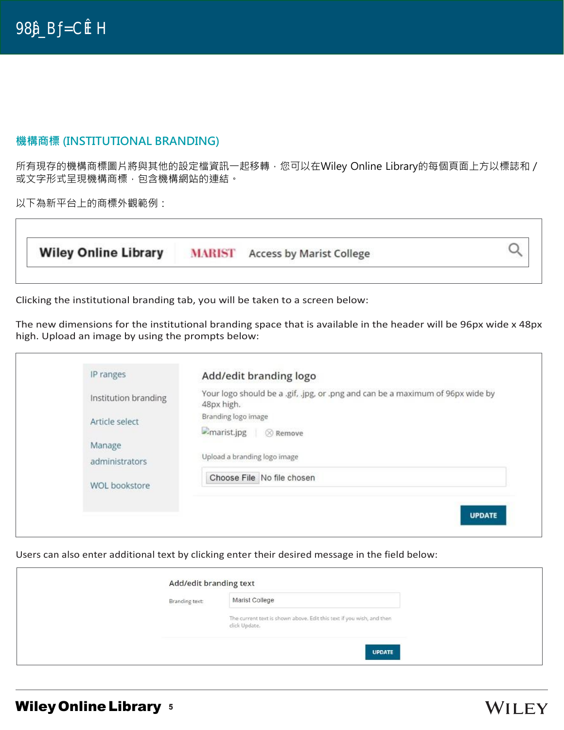## 機構商標 (INSTITUTIONAL BRANDING)

所有現存的機構商標圖片將與其他的設定檔資訊一起移轉，您可以在Wiley Online Library的每個頁面上方以標誌和 / 或文字形式呈現機構商標，包含機構網站的連結。

以下為新平台上的商標外觀範例：

Wiley Online Library MARIST Access by Marist College

Clicking the institutional branding tab, you will be taken to a screen below:

The new dimensions for the institutional branding space that is available in the header will be 96px wide x 48px high. Upload an image by using the prompts below:

IP ranges
Institution branding
Article select
Manage administrators
WOL bookstore

**Add/edit branding logo**

Your logo should be a .gif, .jpg, or .png and can be a maximum of 96px wide by 48px high.

Branding logo image

marist.jpg | Remove

Upload a branding logo image

Choose File No file chosen

UPDATE

Users can also enter additional text by clicking enter their desired message in the field below:

**Add/edit branding text**

Branding text: Marist College

The current text is shown above. Edit this text if you wish, and then click Update.

UPDATE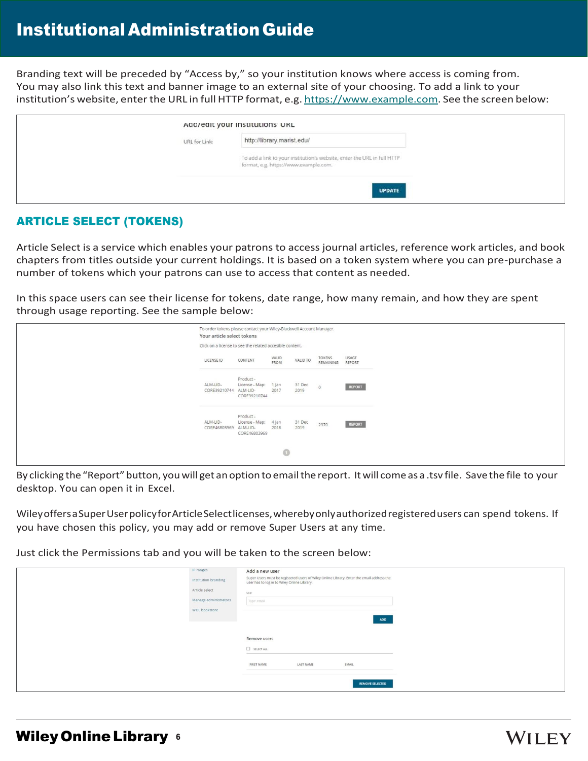Branding text will be preceded by "Access by," so your institution knows where access is coming from. You may also link this text and banner image to an external site of your choosing. To add a link to your institution's website, enter the URL in full HTTP format, e.g. https://www.example.com. See the screen below:

Add/edit your institutions' URL

URL for Link: http://library.marist.edu/

To add a link to your institution's website, enter the URL in full HTTP format, e.g. https://www.example.com.

UPDATE

## ARTICLE SELECT (TOKENS)

Article Select is a service which enables your patrons to access journal articles, reference work articles, and book chapters from titles outside your current holdings. It is based on a token system where you can pre-purchase a number of tokens which your patrons can use to access that content as needed.

In this space users can see their license for tokens, date range, how many remain, and how they are spent through usage reporting. See the sample below:

To order tokens please contact your Wiley-Blackwell Account Manager.

Your article select tokens

Click on a license to see the related accesible content.

| LICENSE ID | CONTENT | VALID FROM | VALID TO | TOKENS REMAINING | USAGE REPORT |
|---|---|---|---|---|---|
| ALM-LID-CORE39210744 | Product - License - Map: ALM-LID-CORE39210744 | 1 Jan 2017 | 31 Dec 2019 | 0 | REPORT |
| ALM-LID-CORE46803969 | Product - License - Map: ALM-LID-CORE46803969 | 4 Jan 2018 | 31 Dec 2019 | 2370 | REPORT |

By clicking the "Report" button, you will get an option to email the report. It will come as a .tsv file. Save the file to your desktop. You can open it in Excel.

Wiley offers a Super User policy for Article Select licenses, whereby only authorized registered users can spend tokens. If you have chosen this policy, you may add or remove Super Users at any time.

Just click the Permissions tab and you will be taken to the screen below:

IP ranges | Institution branding | Article select | Manage administrators | WOL bookstore

Add a new user

Super Users must be registered users of Wiley Online Library. Enter the email address the user has to log in to Wiley Online Library.

User: Type email

ADD

Remove users

SELECT ALL

| FIRST NAME | LAST NAME | EMAIL |
|---|---|---|

REMOVE SELECTED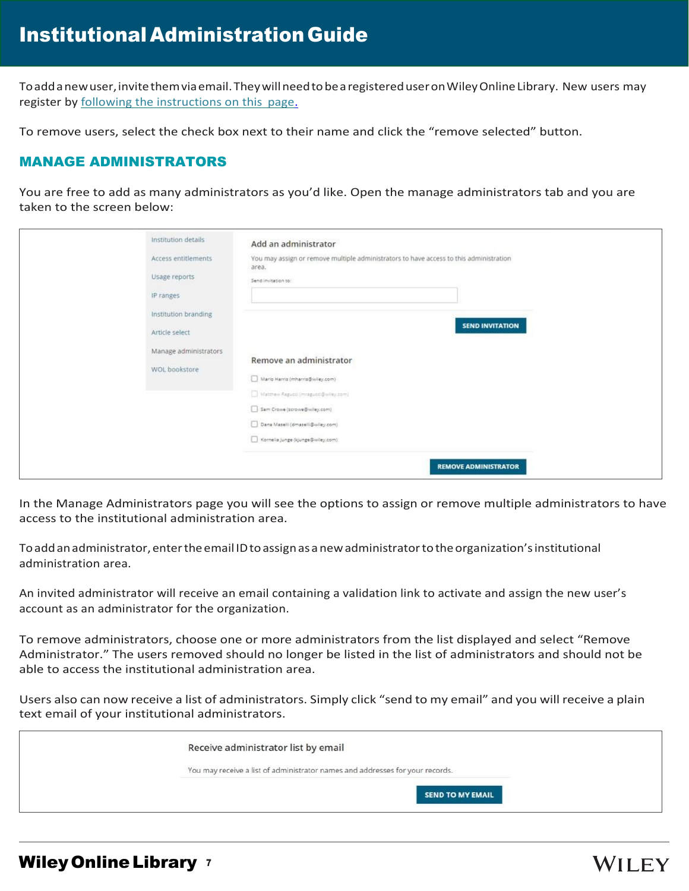To add a new user, invite them via email. They will need to be a registered user on Wiley Online Library. New users may register by following the instructions on this page.

To remove users, select the check box next to their name and click the “remove selected” button.

## MANAGE ADMINISTRATORS

You are free to add as many administrators as you’d like. Open the manage administrators tab and you are taken to the screen below:

In the Manage Administrators page you will see the options to assign or remove multiple administrators to have access to the institutional administration area.

To add an administrator, enter the email ID to assign as a new administrator to the organization’s institutional administration area.

An invited administrator will receive an email containing a validation link to activate and assign the new user’s account as an administrator for the organization.

To remove administrators, choose one or more administrators from the list displayed and select “Remove Administrator.” The users removed should no longer be listed in the list of administrators and should not be able to access the institutional administration area.

Users also can now receive a list of administrators. Simply click “send to my email” and you will receive a plain text email of your institutional administrators.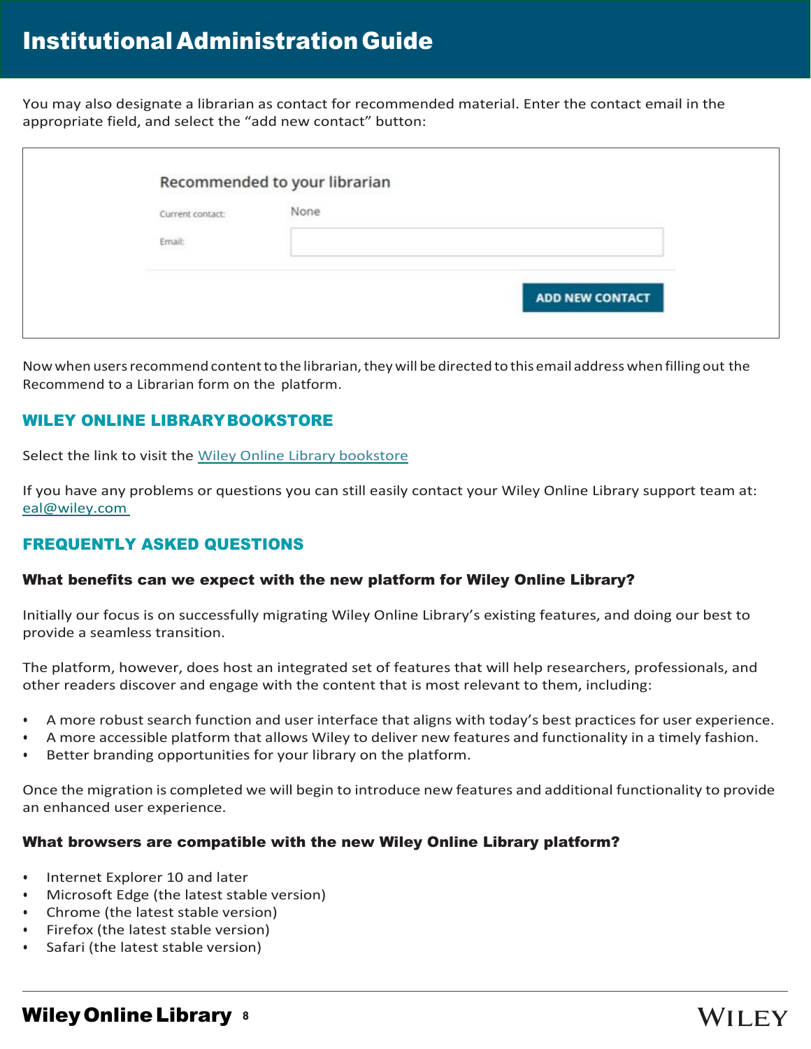You may also designate a librarian as contact for recommended material. Enter the contact email in the appropriate field, and select the "add new contact" button:

Recommended to your librarian

Current contact: None

Email:

ADD NEW CONTACT

Now when users recommend content to the librarian, they will be directed to this email address when filling out the Recommend to a Librarian form on the platform.

## WILEY ONLINE LIBRARY BOOKSTORE

Select the link to visit the [Wiley Online Library bookstore]()

If you have any problems or questions you can still easily contact your Wiley Online Library support team at: [eal@wiley.com]()

## FREQUENTLY ASKED QUESTIONS

### What benefits can we expect with the new platform for Wiley Online Library?

Initially our focus is on successfully migrating Wiley Online Library's existing features, and doing our best to provide a seamless transition.

The platform, however, does host an integrated set of features that will help researchers, professionals, and other readers discover and engage with the content that is most relevant to them, including:

- A more robust search function and user interface that aligns with today's best practices for user experience.
- A more accessible platform that allows Wiley to deliver new features and functionality in a timely fashion.
- Better branding opportunities for your library on the platform.

Once the migration is completed we will begin to introduce new features and additional functionality to provide an enhanced user experience.

### What browsers are compatible with the new Wiley Online Library platform?

- Internet Explorer 10 and later
- Microsoft Edge (the latest stable version)
- Chrome (the latest stable version)
- Firefox (the latest stable version)
- Safari (the latest stable version)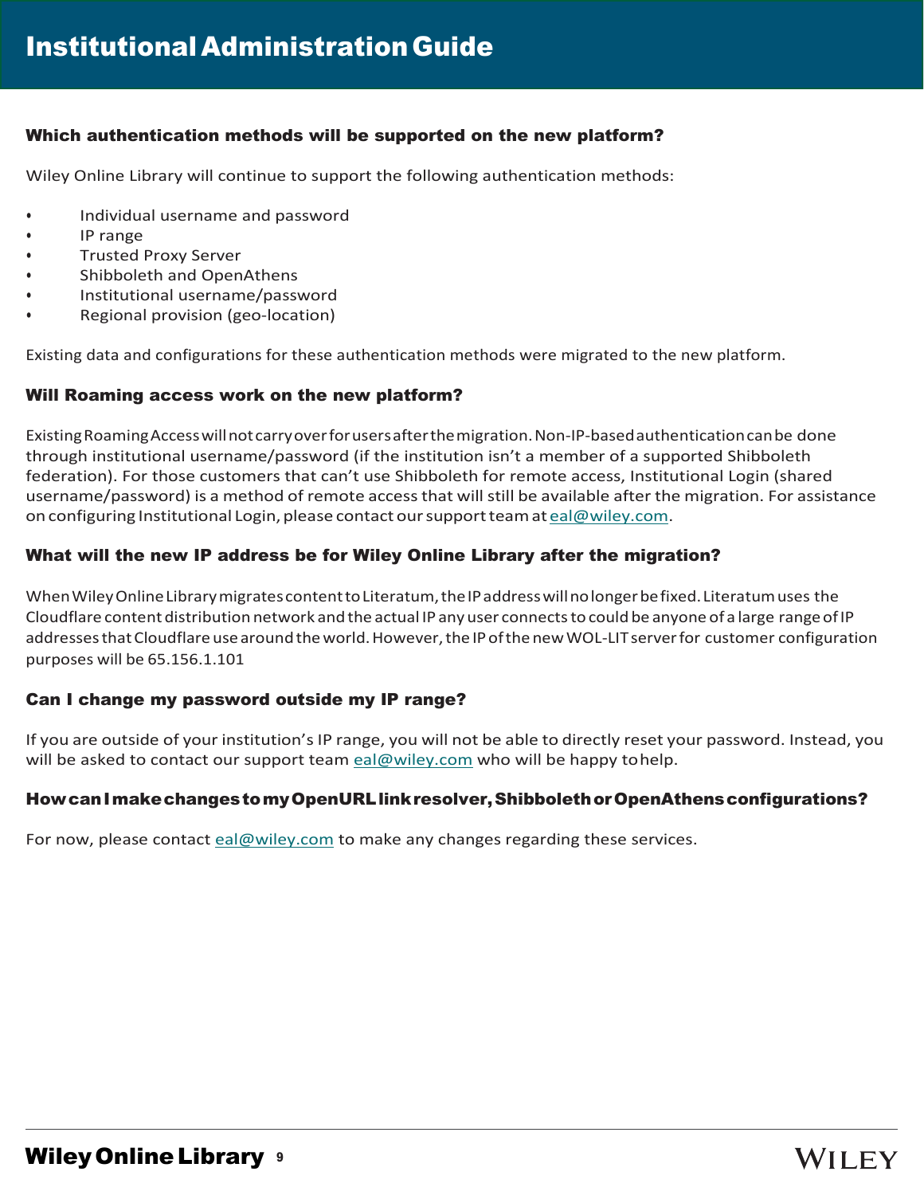## Which authentication methods will be supported on the new platform?

Wiley Online Library will continue to support the following authentication methods:

- Individual username and password
- IP range
- Trusted Proxy Server
- Shibboleth and OpenAthens
- Institutional username/password
- Regional provision (geo-location)

Existing data and configurations for these authentication methods were migrated to the new platform.

## Will Roaming access work on the new platform?

Existing Roaming Access will not carry over for users after the migration. Non-IP-based authentication can be done through institutional username/password (if the institution isn't a member of a supported Shibboleth federation). For those customers that can't use Shibboleth for remote access, Institutional Login (shared username/password) is a method of remote access that will still be available after the migration. For assistance on configuring Institutional Login, please contact our support team at eal@wiley.com.

## What will the new IP address be for Wiley Online Library after the migration?

When Wiley Online Library migrates content to Literatum, the IP address will no longer be fixed. Literatum uses the Cloudflare content distribution network and the actual IP any user connects to could be anyone of a large range of IP addresses that Cloudflare use around the world. However, the IP of the new WOL-LIT server for customer configuration purposes will be 65.156.1.101

## Can I change my password outside my IP range?

If you are outside of your institution's IP range, you will not be able to directly reset your password. Instead, you will be asked to contact our support team eal@wiley.com who will be happy to help.

## How can I make changes to my OpenURL link resolver, Shibboleth or OpenAthens configurations?

For now, please contact eal@wiley.com to make any changes regarding these services.